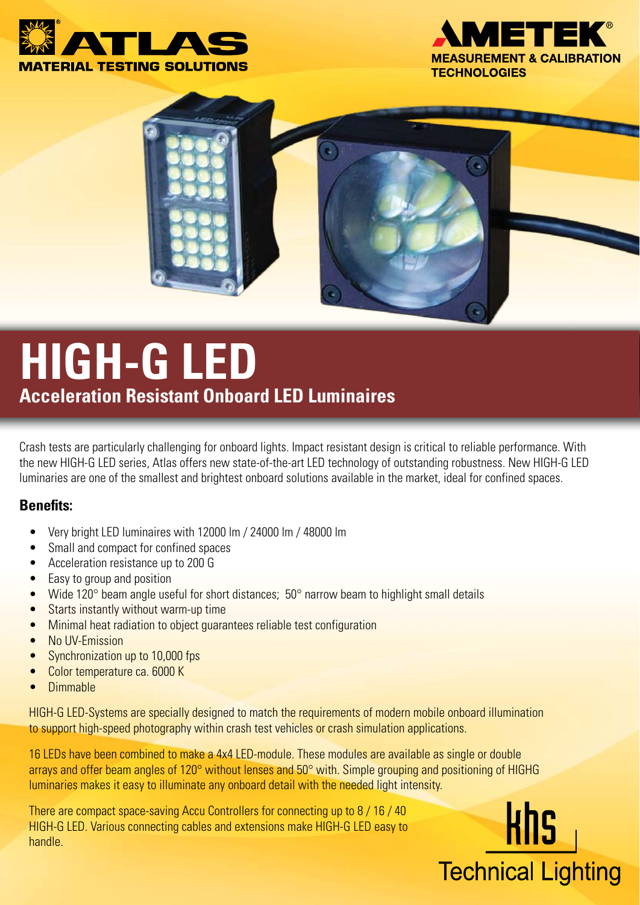ATLAS MATERIAL TESTING SOLUTIONS

AMETEK MEASUREMENT & CALIBRATION TECHNOLOGIES

# HIGH-G LED

## Acceleration Resistant Onboard LED Luminaires

Crash tests are particularly challenging for onboard lights. Impact resistant design is critical to reliable performance. With the new HIGH-G LED series, Atlas offers new state-of-the-art LED technology of outstanding robustness. New HIGH-G LED luminaries are one of the smallest and brightest onboard solutions available in the market, ideal for confined spaces.

### Benefits:

- Very bright LED luminaires with 12000 lm / 24000 lm / 48000 lm
- Small and compact for confined spaces
- Acceleration resistance up to 200 G
- Easy to group and position
- Wide 120° beam angle useful for short distances;  50° narrow beam to highlight small details
- Starts instantly without warm-up time
- Minimal heat radiation to object guarantees reliable test configuration
- No UV-Emission
- Synchronization up to 10,000 fps
- Color temperature ca. 6000 K
- Dimmable

HIGH-G LED-Systems are specially designed to match the requirements of modern mobile onboard illumination to support high-speed photography within crash test vehicles or crash simulation applications.

16 LEDs have been combined to make a 4x4 LED-module. These modules are available as single or double arrays and offer beam angles of 120° without lenses and 50° with. Simple grouping and positioning of HIGHG luminaries makes it easy to illuminate any onboard detail with the needed light intensity.

There are compact space-saving Accu Controllers for connecting up to 8 / 16 / 40 HIGH-G LED. Various connecting cables and extensions make HIGH-G LED easy to handle.

khs Technical Lighting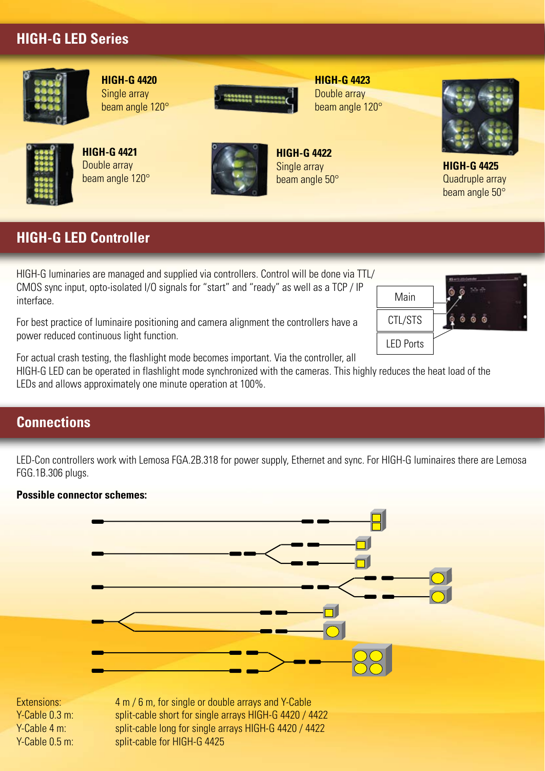## HIGH-G LED Series

**HIGH-G 4420**
Single array
beam angle 120°

**HIGH-G 4423**
Double array
beam angle 120°

**HIGH-G 4421**
Double array
beam angle 120°

**HIGH-G 4422**
Single array
beam angle 50°

**HIGH-G 4425**
Quadruple array
beam angle 50°

## HIGH-G LED Controller

HIGH-G luminaries are managed and supplied via controllers. Control will be done via TTL/ CMOS sync input, opto-isolated I/O signals for "start" and "ready" as well as a TCP / IP interface.

For best practice of luminaire positioning and camera alignment the controllers have a power reduced continuous light function.

For actual crash testing, the flashlight mode becomes important. Via the controller, all HIGH-G LED can be operated in flashlight mode synchronized with the cameras. This highly reduces the heat load of the LEDs and allows approximately one minute operation at 100%.

Main

CTL/STS

LED Ports

## Connections

LED-Con controllers work with Lemosa FGA.2B.318 for power supply, Ethernet and sync. For HIGH-G luminaires there are Lemosa FGG.1B.306 plugs.

**Possible connector schemes:**

| | |
|---|---|
| Extensions: | 4 m / 6 m, for single or double arrays and Y-Cable |
| Y-Cable 0.3 m: | split-cable short for single arrays HIGH-G 4420 / 4422 |
| Y-Cable 4 m: | split-cable long for single arrays HIGH-G 4420 / 4422 |
| Y-Cable 0.5 m: | split-cable for HIGH-G 4425 |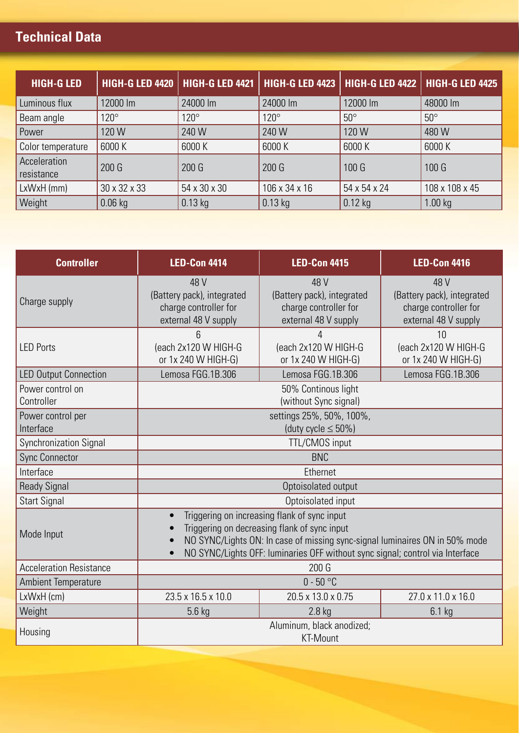## Technical Data

| HIGH-G LED | HIGH-G LED 4420 | HIGH-G LED 4421 | HIGH-G LED 4423 | HIGH-G LED 4422 | HIGH-G LED 4425 |
|---|---|---|---|---|---|
| Luminous flux | 12000 lm | 24000 lm | 24000 lm | 12000 lm | 48000 lm |
| Beam angle | 120° | 120° | 120° | 50° | 50° |
| Power | 120 W | 240 W | 240 W | 120 W | 480 W |
| Color temperature | 6000 K | 6000 K | 6000 K | 6000 K | 6000 K |
| Acceleration resistance | 200 G | 200 G | 200 G | 100 G | 100 G |
| LxWxH (mm) | 30 x 32 x 33 | 54 x 30 x 30 | 106 x 34 x 16 | 54 x 54 x 24 | 108 x 108 x 45 |
| Weight | 0.06 kg | 0.13 kg | 0.13 kg | 0.12 kg | 1.00 kg |

| Controller | LED-Con 4414 | LED-Con 4415 | LED-Con 4416 |
|---|---|---|---|
| Charge supply | 48 V (Battery pack), integrated charge controller for external 48 V supply | 48 V (Battery pack), integrated charge controller for external 48 V supply | 48 V (Battery pack), integrated charge controller for external 48 V supply |
| LED Ports | 6 (each 2x120 W HIGH-G or 1x 240 W HIGH-G) | 4 (each 2x120 W HIGH-G or 1x 240 W HIGH-G) | 10 (each 2x120 W HIGH-G or 1x 240 W HIGH-G) |
| LED Output Connection | Lemosa FGG.1B.306 | Lemosa FGG.1B.306 | Lemosa FGG.1B.306 |
| Power control on Controller | 50% Continous light (without Sync signal) | | |
| Power control per Interface | settings 25%, 50%, 100%, (duty cycle ≤ 50%) | | |
| Synchronization Signal | TTL/CMOS input | | |
| Sync Connector | BNC | | |
| Interface | Ethernet | | |
| Ready Signal | Optoisolated output | | |
| Start Signal | Optoisolated input | | |
| Mode Input | • Triggering on increasing flank of sync input<br>• Triggering on decreasing flank of sync input<br>• NO SYNC/Lights ON: In case of missing sync-signal luminaires ON in 50% mode<br>• NO SYNC/Lights OFF: luminaries OFF without sync signal; control via Interface | | |
| Acceleration Resistance | 200 G | | |
| Ambient Temperature | 0 - 50 °C | | |
| LxWxH (cm) | 23.5 x 16.5 x 10.0 | 20.5 x 13.0 x 0.75 | 27.0 x 11.0 x 16.0 |
| Weight | 5.6 kg | 2.8 kg | 6.1 kg |
| Housing | Aluminum, black anodized; KT-Mount | | |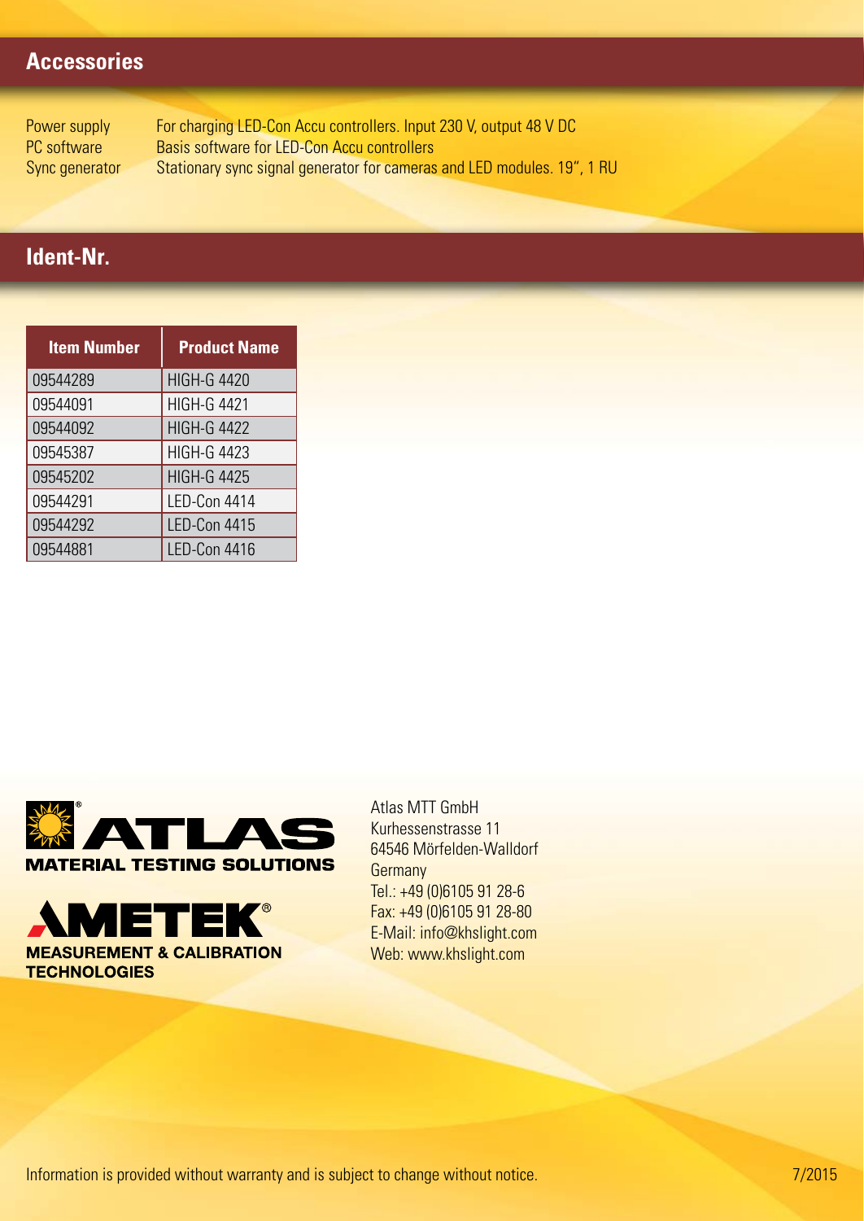## Accessories

| | |
|---|---|
| Power supply | For charging LED-Con Accu controllers. Input 230 V, output 48 V DC |
| PC software | Basis software for LED-Con Accu controllers |
| Sync generator | Stationary sync signal generator for cameras and LED modules. 19", 1 RU |

## Ident-Nr.

| Item Number | Product Name |
|---|---|
| 09544289 | HIGH-G 4420 |
| 09544091 | HIGH-G 4421 |
| 09544092 | HIGH-G 4422 |
| 09545387 | HIGH-G 4423 |
| 09545202 | HIGH-G 4425 |
| 09544291 | LED-Con 4414 |
| 09544292 | LED-Con 4415 |
| 09544881 | LED-Con 4416 |

ATLAS MATERIAL TESTING SOLUTIONS

AMETEK MEASUREMENT & CALIBRATION TECHNOLOGIES

Atlas MTT GmbH
Kurhessenstrasse 11
64546 Mörfelden-Walldorf
Germany
Tel.: +49 (0)6105 91 28-6
Fax: +49 (0)6105 91 28-80
E-Mail: info@khslight.com
Web: www.khslight.com

Information is provided without warranty and is subject to change without notice.

7/2015